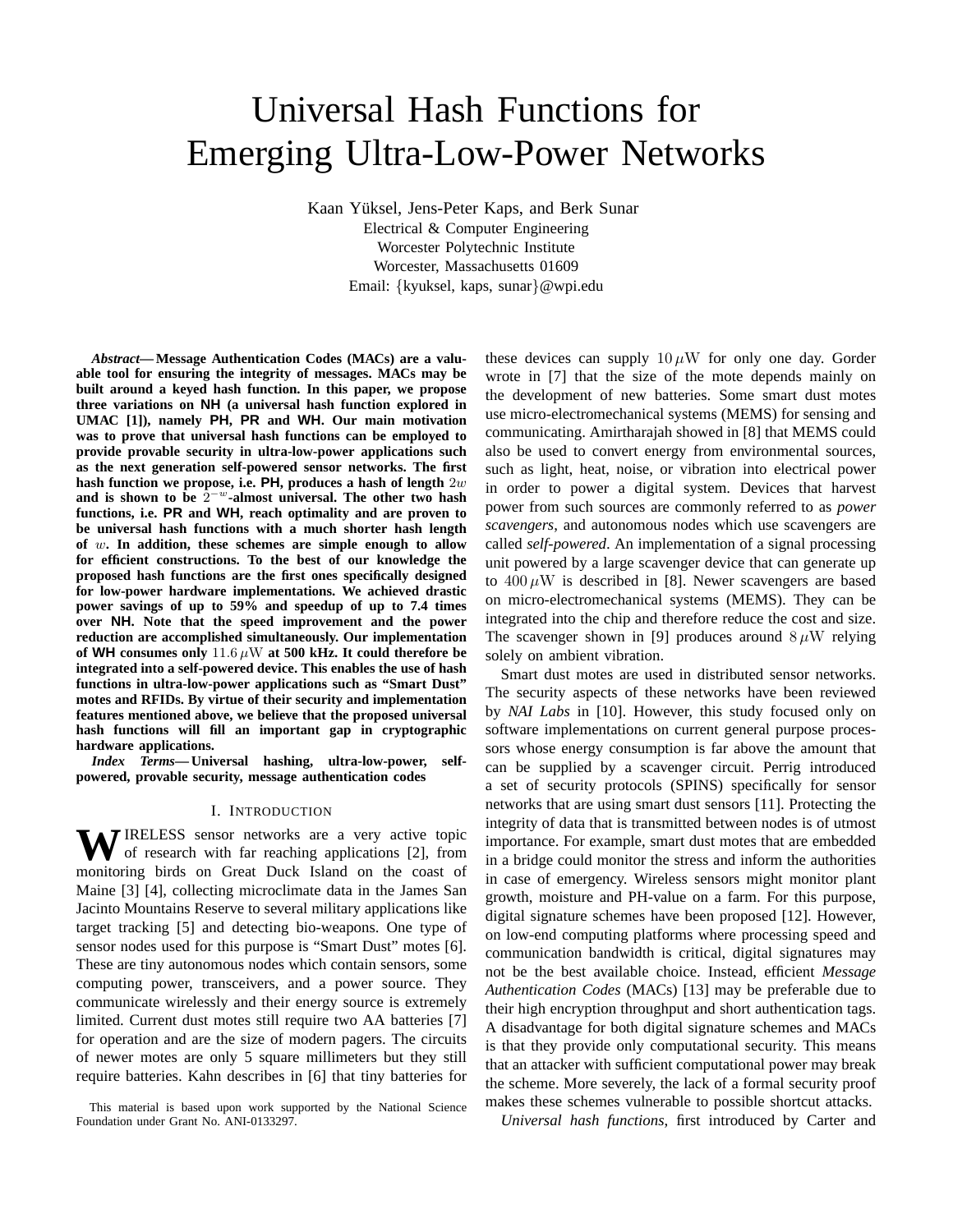# Universal Hash Functions for Emerging Ultra-Low-Power Networks

Kaan Yüksel, Jens-Peter Kaps, and Berk Sunar
Electrical & Computer Engineering
Worcester Polytechnic Institute
Worcester, Massachusetts 01609
Email: {kyuksel, kaps, sunar}@wpi.edu

***Abstract*— Message Authentication Codes (MACs) are a valuable tool for ensuring the integrity of messages. MACs may be built around a keyed hash function. In this paper, we propose three variations on NH (a universal hash function explored in UMAC [1]), namely PH, PR and WH. Our main motivation was to prove that universal hash functions can be employed to provide provable security in ultra-low-power applications such as the next generation self-powered sensor networks. The first hash function we propose, i.e. PH, produces a hash of length $2w$ and is shown to be $2^{-w}$-almost universal. The other two hash functions, i.e. PR and WH, reach optimality and are proven to be universal hash functions with a much shorter hash length of $w$. In addition, these schemes are simple enough to allow for efficient constructions. To the best of our knowledge the proposed hash functions are the first ones specifically designed for low-power hardware implementations. We achieved drastic power savings of up to 59% and speedup of up to 7.4 times over NH. Note that the speed improvement and the power reduction are accomplished simultaneously. Our implementation of WH consumes only $11.6\,\mu\mathrm{W}$ at 500 kHz. It could therefore be integrated into a self-powered device. This enables the use of hash functions in ultra-low-power applications such as "Smart Dust" motes and RFIDs. By virtue of their security and implementation features mentioned above, we believe that the proposed universal hash functions will fill an important gap in cryptographic hardware applications.**

***Index Terms*— Universal hashing, ultra-low-power, self-powered, provable security, message authentication codes**

## I. Introduction

Wireless sensor networks are a very active topic of research with far reaching applications [2], from monitoring birds on Great Duck Island on the coast of Maine [3] [4], collecting microclimate data in the James San Jacinto Mountains Reserve to several military applications like target tracking [5] and detecting bio-weapons. One type of sensor nodes used for this purpose is "Smart Dust" motes [6]. These are tiny autonomous nodes which contain sensors, some computing power, transceivers, and a power source. They communicate wirelessly and their energy source is extremely limited. Current dust motes still require two AA batteries [7] for operation and are the size of modern pagers. The circuits of newer motes are only 5 square millimeters but they still require batteries. Kahn describes in [6] that tiny batteries for these devices can supply $10\,\mu\mathrm{W}$ for only one day. Gorder wrote in [7] that the size of the mote depends mainly on the development of new batteries. Some smart dust motes use micro-electromechanical systems (MEMS) for sensing and communicating. Amirtharajah showed in [8] that MEMS could also be used to convert energy from environmental sources, such as light, heat, noise, or vibration into electrical power in order to power a digital system. Devices that harvest power from such sources are commonly referred to as *power scavengers*, and autonomous nodes which use scavengers are called *self-powered*. An implementation of a signal processing unit powered by a large scavenger device that can generate up to $400\,\mu\mathrm{W}$ is described in [8]. Newer scavengers are based on micro-electromechanical systems (MEMS). They can be integrated into the chip and therefore reduce the cost and size. The scavenger shown in [9] produces around $8\,\mu\mathrm{W}$ relying solely on ambient vibration.

Smart dust motes are used in distributed sensor networks. The security aspects of these networks have been reviewed by *NAI Labs* in [10]. However, this study focused only on software implementations on current general purpose processors whose energy consumption is far above the amount that can be supplied by a scavenger circuit. Perrig introduced a set of security protocols (SPINS) specifically for sensor networks that are using smart dust sensors [11]. Protecting the integrity of data that is transmitted between nodes is of utmost importance. For example, smart dust motes that are embedded in a bridge could monitor the stress and inform the authorities in case of emergency. Wireless sensors might monitor plant growth, moisture and PH-value on a farm. For this purpose, digital signature schemes have been proposed [12]. However, on low-end computing platforms where processing speed and communication bandwidth is critical, digital signatures may not be the best available choice. Instead, efficient *Message Authentication Codes* (MACs) [13] may be preferable due to their high encryption throughput and short authentication tags. A disadvantage for both digital signature schemes and MACs is that they provide only computational security. This means that an attacker with sufficient computational power may break the scheme. More severely, the lack of a formal security proof makes these schemes vulnerable to possible shortcut attacks.

*Universal hash functions*, first introduced by Carter and

This material is based upon work supported by the National Science Foundation under Grant No. ANI-0133297.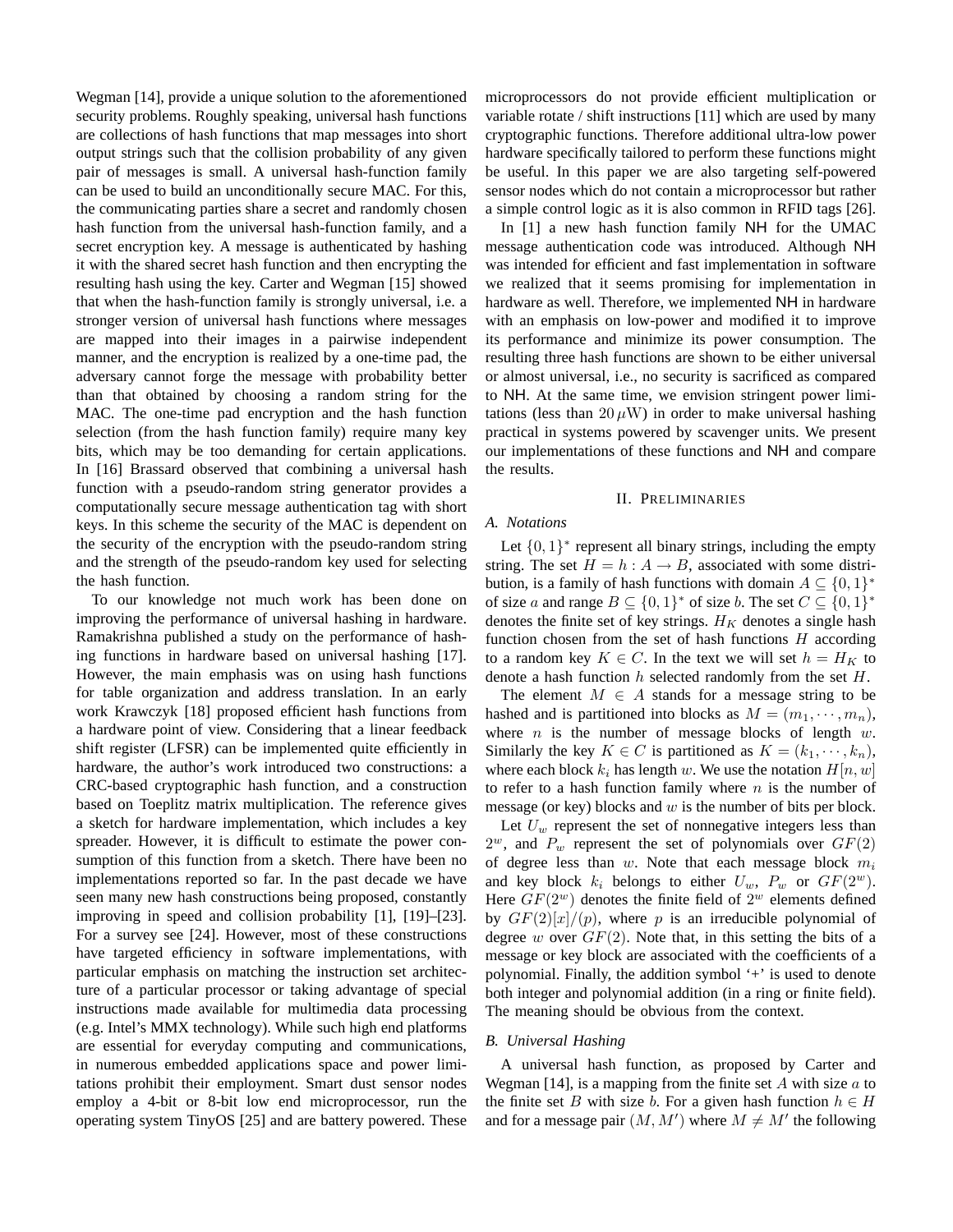Wegman [14], provide a unique solution to the aforementioned security problems. Roughly speaking, universal hash functions are collections of hash functions that map messages into short output strings such that the collision probability of any given pair of messages is small. A universal hash-function family can be used to build an unconditionally secure MAC. For this, the communicating parties share a secret and randomly chosen hash function from the universal hash-function family, and a secret encryption key. A message is authenticated by hashing it with the shared secret hash function and then encrypting the resulting hash using the key. Carter and Wegman [15] showed that when the hash-function family is strongly universal, i.e. a stronger version of universal hash functions where messages are mapped into their images in a pairwise independent manner, and the encryption is realized by a one-time pad, the adversary cannot forge the message with probability better than that obtained by choosing a random string for the MAC. The one-time pad encryption and the hash function selection (from the hash function family) require many key bits, which may be too demanding for certain applications. In [16] Brassard observed that combining a universal hash function with a pseudo-random string generator provides a computationally secure message authentication tag with short keys. In this scheme the security of the MAC is dependent on the security of the encryption with the pseudo-random string and the strength of the pseudo-random key used for selecting the hash function.

To our knowledge not much work has been done on improving the performance of universal hashing in hardware. Ramakrishna published a study on the performance of hashing functions in hardware based on universal hashing [17]. However, the main emphasis was on using hash functions for table organization and address translation. In an early work Krawczyk [18] proposed efficient hash functions from a hardware point of view. Considering that a linear feedback shift register (LFSR) can be implemented quite efficiently in hardware, the author's work introduced two constructions: a CRC-based cryptographic hash function, and a construction based on Toeplitz matrix multiplication. The reference gives a sketch for hardware implementation, which includes a key spreader. However, it is difficult to estimate the power consumption of this function from a sketch. There have been no implementations reported so far. In the past decade we have seen many new hash constructions being proposed, constantly improving in speed and collision probability [1], [19]–[23]. For a survey see [24]. However, most of these constructions have targeted efficiency in software implementations, with particular emphasis on matching the instruction set architecture of a particular processor or taking advantage of special instructions made available for multimedia data processing (e.g. Intel's MMX technology). While such high end platforms are essential for everyday computing and communications, in numerous embedded applications space and power limitations prohibit their employment. Smart dust sensor nodes employ a 4-bit or 8-bit low end microprocessor, run the operating system TinyOS [25] and are battery powered. These microprocessors do not provide efficient multiplication or variable rotate / shift instructions [11] which are used by many cryptographic functions. Therefore additional ultra-low power hardware specifically tailored to perform these functions might be useful. In this paper we are also targeting self-powered sensor nodes which do not contain a microprocessor but rather a simple control logic as it is also common in RFID tags [26].

In [1] a new hash function family NH for the UMAC message authentication code was introduced. Although NH was intended for efficient and fast implementation in software we realized that it seems promising for implementation in hardware as well. Therefore, we implemented NH in hardware with an emphasis on low-power and modified it to improve its performance and minimize its power consumption. The resulting three hash functions are shown to be either universal or almost universal, i.e., no security is sacrificed as compared to NH. At the same time, we envision stringent power limitations (less than $20\,\mu\mathrm{W}$) in order to make universal hashing practical in systems powered by scavenger units. We present our implementations of these functions and NH and compare the results.

## II. Preliminaries

### A. Notations

Let $\{0,1\}^*$ represent all binary strings, including the empty string. The set $H = h : A \rightarrow B$, associated with some distribution, is a family of hash functions with domain $A \subseteq \{0,1\}^*$ of size $a$ and range $B \subseteq \{0,1\}^*$ of size $b$. The set $C \subseteq \{0,1\}^*$ denotes the finite set of key strings. $H_K$ denotes a single hash function chosen from the set of hash functions $H$ according to a random key $K \in C$. In the text we will set $h = H_K$ to denote a hash function $h$ selected randomly from the set $H$.

The element $M \in A$ stands for a message string to be hashed and is partitioned into blocks as $M = (m_1, \cdots, m_n)$, where $n$ is the number of message blocks of length $w$. Similarly the key $K \in C$ is partitioned as $K = (k_1, \cdots, k_n)$, where each block $k_i$ has length $w$. We use the notation $H[n, w]$ to refer to a hash function family where $n$ is the number of message (or key) blocks and $w$ is the number of bits per block.

Let $U_w$ represent the set of nonnegative integers less than $2^w$, and $P_w$ represent the set of polynomials over $GF(2)$ of degree less than $w$. Note that each message block $m_i$ and key block $k_i$ belongs to either $U_w$, $P_w$ or $GF(2^w)$. Here $GF(2^w)$ denotes the finite field of $2^w$ elements defined by $GF(2)[x]/(p)$, where $p$ is an irreducible polynomial of degree $w$ over $GF(2)$. Note that, in this setting the bits of a message or key block are associated with the coefficients of a polynomial. Finally, the addition symbol '+' is used to denote both integer and polynomial addition (in a ring or finite field). The meaning should be obvious from the context.

### B. Universal Hashing

A universal hash function, as proposed by Carter and Wegman [14], is a mapping from the finite set $A$ with size $a$ to the finite set $B$ with size $b$. For a given hash function $h \in H$ and for a message pair $(M, M')$ where $M \neq M'$ the following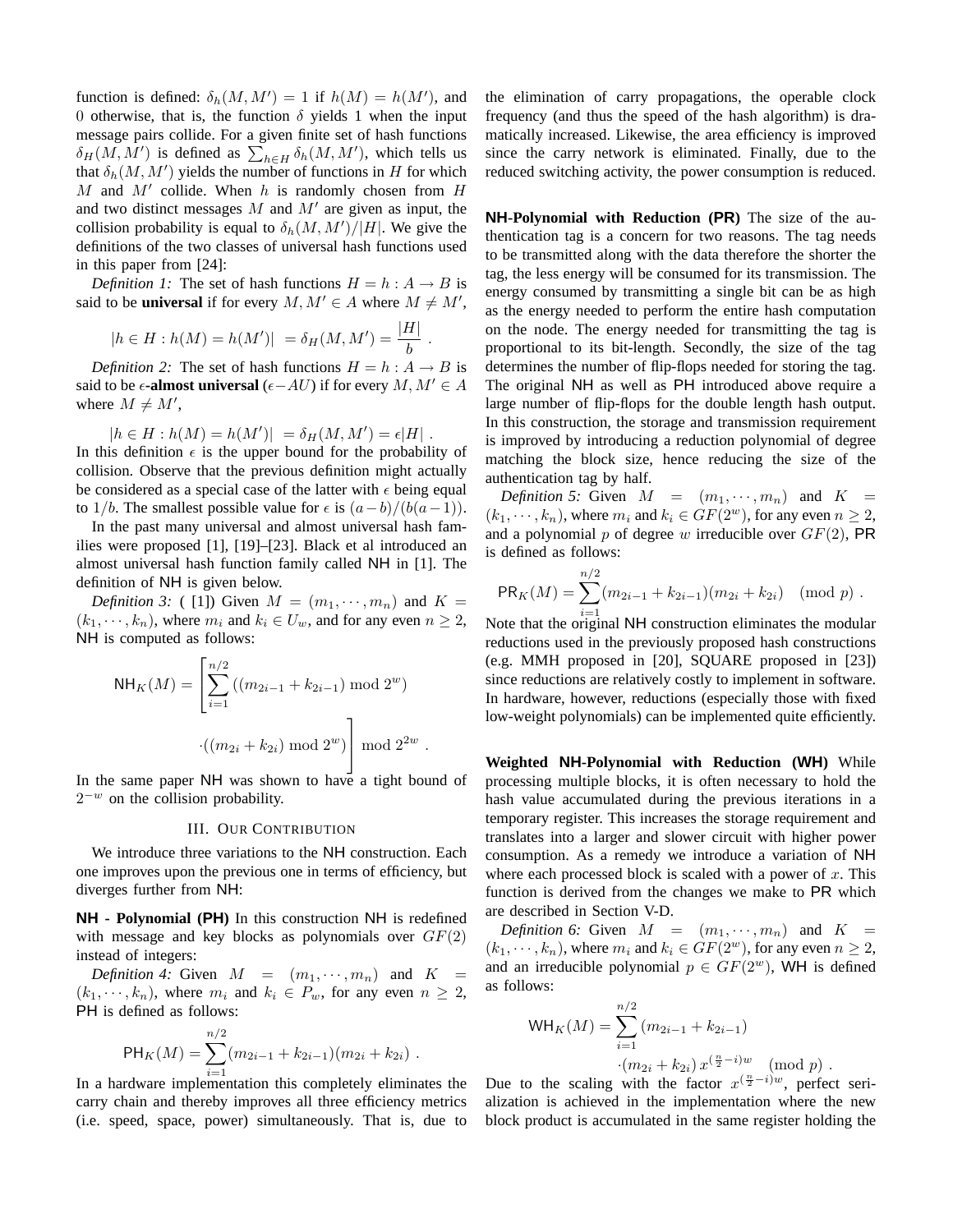function is defined: $\delta_h(M, M') = 1$ if $h(M) = h(M')$, and 0 otherwise, that is, the function $\delta$ yields 1 when the input message pairs collide. For a given finite set of hash functions $\delta_H(M, M')$ is defined as $\sum_{h \in H} \delta_h(M, M')$, which tells us that $\delta_h(M, M')$ yields the number of functions in $H$ for which $M$ and $M'$ collide. When $h$ is randomly chosen from $H$ and two distinct messages $M$ and $M'$ are given as input, the collision probability is equal to $\delta_h(M, M')/|H|$. We give the definitions of the two classes of universal hash functions used in this paper from [24]:

*Definition 1:* The set of hash functions $H = h : A \to B$ is said to be **universal** if for every $M, M' \in A$ where $M \neq M'$,

$$|h \in H : h(M) = h(M')| \; = \delta_H(M, M') = \frac{|H|}{b} \; .$$

*Definition 2:* The set of hash functions $H = h : A \to B$ is said to be $\epsilon$**-almost universal** ($\epsilon-AU$) if for every $M, M' \in A$ where $M \neq M'$,

$$|h \in H : h(M) = h(M')| \; = \delta_H(M, M') = \epsilon|H| \; .$$

In this definition $\epsilon$ is the upper bound for the probability of collision. Observe that the previous definition might actually be considered as a special case of the latter with $\epsilon$ being equal to $1/b$. The smallest possible value for $\epsilon$ is $(a-b)/(b(a-1))$.

In the past many universal and almost universal hash families were proposed [1], [19]–[23]. Black et al introduced an almost universal hash function family called NH in [1]. The definition of NH is given below.

*Definition 3:* ( [1]) Given $M = (m_1, \cdots, m_n)$ and $K = (k_1, \cdots, k_n)$, where $m_i$ and $k_i \in U_w$, and for any even $n \geq 2$, NH is computed as follows:

$$\mathsf{NH}_K(M) = \left[ \sum_{i=1}^{n/2} \left( (m_{2i-1} + k_{2i-1}) \bmod 2^w \right) \cdot \left( (m_{2i} + k_{2i}) \bmod 2^w \right) \right] \bmod 2^{2w} \; .$$

In the same paper NH was shown to have a tight bound of $2^{-w}$ on the collision probability.

## III. Our Contribution

We introduce three variations to the NH construction. Each one improves upon the previous one in terms of efficiency, but diverges further from NH:

**NH - Polynomial (PH)** In this construction NH is redefined with message and key blocks as polynomials over $GF(2)$ instead of integers:

*Definition 4:* Given $M = (m_1, \cdots, m_n)$ and $K = (k_1, \cdots, k_n)$, where $m_i$ and $k_i \in P_w$, for any even $n \geq 2$, PH is defined as follows:

$$\mathsf{PH}_K(M) = \sum_{i=1}^{n/2} (m_{2i-1} + k_{2i-1})(m_{2i} + k_{2i}) \; .$$

In a hardware implementation this completely eliminates the carry chain and thereby improves all three efficiency metrics (i.e. speed, space, power) simultaneously. That is, due to the elimination of carry propagations, the operable clock frequency (and thus the speed of the hash algorithm) is dramatically increased. Likewise, the area efficiency is improved since the carry network is eliminated. Finally, due to the reduced switching activity, the power consumption is reduced.

**NH-Polynomial with Reduction (PR)** The size of the authentication tag is a concern for two reasons. The tag needs to be transmitted along with the data therefore the shorter the tag, the less energy will be consumed for its transmission. The energy consumed by transmitting a single bit can be as high as the energy needed to perform the entire hash computation on the node. The energy needed for transmitting the tag is proportional to its bit-length. Secondly, the size of the tag determines the number of flip-flops needed for storing the tag. The original NH as well as PH introduced above require a large number of flip-flops for the double length hash output. In this construction, the storage and transmission requirement is improved by introducing a reduction polynomial of degree matching the block size, hence reducing the size of the authentication tag by half.

*Definition 5:* Given $M = (m_1, \cdots, m_n)$ and $K = (k_1, \cdots, k_n)$, where $m_i$ and $k_i \in GF(2^w)$, for any even $n \geq 2$, and a polynomial $p$ of degree $w$ irreducible over $GF(2)$, PR is defined as follows:

$$\mathsf{PR}_K(M) = \sum_{i=1}^{n/2} (m_{2i-1} + k_{2i-1})(m_{2i} + k_{2i}) \pmod{p} \; .$$

Note that the original NH construction eliminates the modular reductions used in the previously proposed hash constructions (e.g. MMH proposed in [20], SQUARE proposed in [23]) since reductions are relatively costly to implement in software. In hardware, however, reductions (especially those with fixed low-weight polynomials) can be implemented quite efficiently.

**Weighted NH-Polynomial with Reduction (WH)** While processing multiple blocks, it is often necessary to hold the hash value accumulated during the previous iterations in a temporary register. This increases the storage requirement and translates into a larger and slower circuit with higher power consumption. As a remedy we introduce a variation of NH where each processed block is scaled with a power of $x$. This function is derived from the changes we make to PR which are described in Section V-D.

*Definition 6:* Given $M = (m_1, \cdots, m_n)$ and $K = (k_1, \cdots, k_n)$, where $m_i$ and $k_i \in GF(2^w)$, for any even $n \geq 2$, and an irreducible polynomial $p \in GF(2^w)$, WH is defined as follows:

$$\mathsf{WH}_K(M) = \sum_{i=1}^{n/2} (m_{2i-1} + k_{2i-1}) \cdot (m_{2i} + k_{2i}) \, x^{(\frac{n}{2}-i)w} \pmod{p} \; .$$

Due to the scaling with the factor $x^{(\frac{n}{2}-i)w}$, perfect serialization is achieved in the implementation where the new block product is accumulated in the same register holding the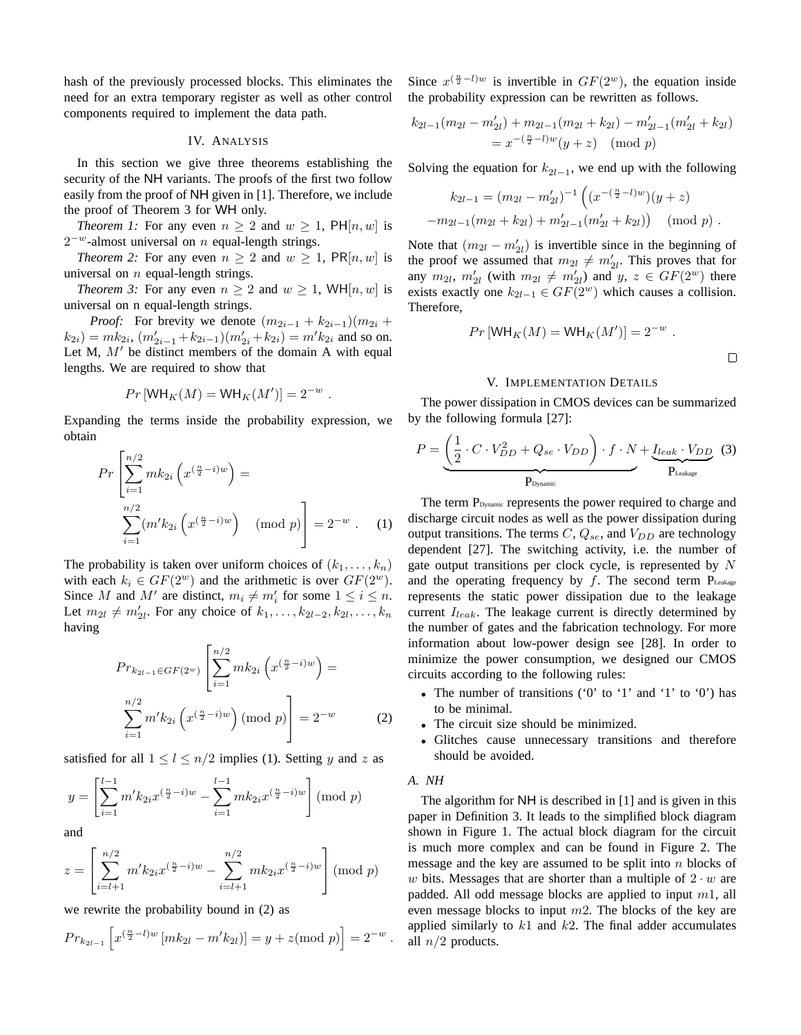hash of the previously processed blocks. This eliminates the need for an extra temporary register as well as other control components required to implement the data path.

## IV. Analysis

In this section we give three theorems establishing the security of the NH variants. The proofs of the first two follow easily from the proof of NH given in [1]. Therefore, we include the proof of Theorem 3 for WH only.

*Theorem 1:* For any even $n \geq 2$ and $w \geq 1$, $\mathsf{PH}[n, w]$ is $2^{-w}$-almost universal on $n$ equal-length strings.

*Theorem 2:* For any even $n \geq 2$ and $w \geq 1$, $\mathsf{PR}[n, w]$ is universal on $n$ equal-length strings.

*Theorem 3:* For any even $n \geq 2$ and $w \geq 1$, $\mathsf{WH}[n, w]$ is universal on n equal-length strings.

*Proof:* For brevity we denote $(m_{2i-1} + k_{2i-1})(m_{2i} + k_{2i}) = mk_{2i}$, $(m'_{2i-1} + k_{2i-1})(m'_{2i} + k_{2i}) = m'k_{2i}$ and so on. Let M, $M'$ be distinct members of the domain A with equal lengths. We are required to show that

$$Pr\left[\mathsf{WH}_K(M) = \mathsf{WH}_K(M')\right] = 2^{-w} \ .$$

Expanding the terms inside the probability expression, we obtain

$$Pr\left[\sum_{i=1}^{n/2} mk_{2i}\left(x^{(\frac{n}{2}-i)w}\right) = \sum_{i=1}^{n/2}(m'k_{2i}\left(x^{(\frac{n}{2}-i)w}\right) \pmod p\right] = 2^{-w} \ . \quad (1)$$

The probability is taken over uniform choices of $(k_1, \ldots, k_n)$ with each $k_i \in GF(2^w)$ and the arithmetic is over $GF(2^w)$. Since $M$ and $M'$ are distinct, $m_i \neq m'_i$ for some $1 \leq i \leq n$. Let $m_{2l} \neq m'_{2l}$. For any choice of $k_1, \ldots, k_{2l-2}, k_{2l}, \ldots, k_n$ having

$$Pr_{k_{2l-1} \in GF(2^w)}\left[\sum_{i=1}^{n/2} mk_{2i}\left(x^{(\frac{n}{2}-i)w}\right) = \sum_{i=1}^{n/2} m'k_{2i}\left(x^{(\frac{n}{2}-i)w}\right) \pmod p\right] = 2^{-w} \quad (2)$$

satisfied for all $1 \leq l \leq n/2$ implies (1). Setting $y$ and $z$ as

$$y = \left[\sum_{i=1}^{l-1} m'k_{2i}x^{(\frac{n}{2}-i)w} - \sum_{i=1}^{l-1} mk_{2i}x^{(\frac{n}{2}-i)w}\right] \pmod p$$

and

$$z = \left[\sum_{i=l+1}^{n/2} m'k_{2i}x^{(\frac{n}{2}-i)w} - \sum_{i=l+1}^{n/2} mk_{2i}x^{(\frac{n}{2}-i)w}\right] \pmod p$$

we rewrite the probability bound in (2) as

$$Pr_{k_{2l-1}}\left[x^{(\frac{n}{2}-l)w}\left[mk_{2l} - m'k_{2l}\right)] = y + z \pmod p\right] = 2^{-w} \ .$$

Since $x^{(\frac{n}{2}-l)w}$ is invertible in $GF(2^w)$, the equation inside the probability expression can be rewritten as follows.

$$k_{2l-1}(m_{2l} - m'_{2l}) + m_{2l-1}(m_{2l} + k_{2l}) - m'_{2l-1}(m'_{2l} + k_{2l}) = x^{-(\frac{n}{2}-l)w}(y + z) \pmod p$$

Solving the equation for $k_{2l-1}$, we end up with the following

$$k_{2l-1} = (m_{2l} - m'_{2l})^{-1}\left((x^{-(\frac{n}{2}-l)w})(y + z) - m_{2l-1}(m_{2l} + k_{2l}) + m'_{2l-1}(m'_{2l} + k_{2l})\right) \pmod p \ .$$

Note that $(m_{2l} - m'_{2l})$ is invertible since in the beginning of the proof we assumed that $m_{2l} \neq m'_{2l}$. This proves that for any $m_{2l}$, $m'_{2l}$ (with $m_{2l} \neq m'_{2l}$) and $y$, $z \in GF(2^w)$ there exists exactly one $k_{2l-1} \in GF(2^w)$ which causes a collision. Therefore,

$$Pr\left[\mathsf{WH}_K(M) = \mathsf{WH}_K(M')\right] = 2^{-w} \ .$$

□

## V. Implementation Details

The power dissipation in CMOS devices can be summarized by the following formula [27]:

$$P = \underbrace{\left(\frac{1}{2} \cdot C \cdot V_{DD}^2 + Q_{se} \cdot V_{DD}\right) \cdot f \cdot N}_{\mathrm{P_{Dynamic}}} + \underbrace{I_{leak} \cdot V_{DD}}_{\mathrm{P_{Leakage}}} \quad (3)$$

The term $\mathrm{P_{Dynamic}}$ represents the power required to charge and discharge circuit nodes as well as the power dissipation during output transitions. The terms $C$, $Q_{se}$, and $V_{DD}$ are technology dependent [27]. The switching activity, i.e. the number of gate output transitions per clock cycle, is represented by $N$ and the operating frequency by $f$. The second term $\mathrm{P_{Leakage}}$ represents the static power dissipation due to the leakage current $I_{leak}$. The leakage current is directly determined by the number of gates and the fabrication technology. For more information about low-power design see [28]. In order to minimize the power consumption, we designed our CMOS circuits according to the following rules:

- The number of transitions ('0' to '1' and '1' to '0') has to be minimal.
- The circuit size should be minimized.
- Glitches cause unnecessary transitions and therefore should be avoided.

### A. NH

The algorithm for NH is described in [1] and is given in this paper in Definition 3. It leads to the simplified block diagram shown in Figure 1. The actual block diagram for the circuit is much more complex and can be found in Figure 2. The message and the key are assumed to be split into $n$ blocks of $w$ bits. Messages that are shorter than a multiple of $2 \cdot w$ are padded. All odd message blocks are applied to input $m1$, all even message blocks to input $m2$. The blocks of the key are applied similarly to $k1$ and $k2$. The final adder accumulates all $n/2$ products.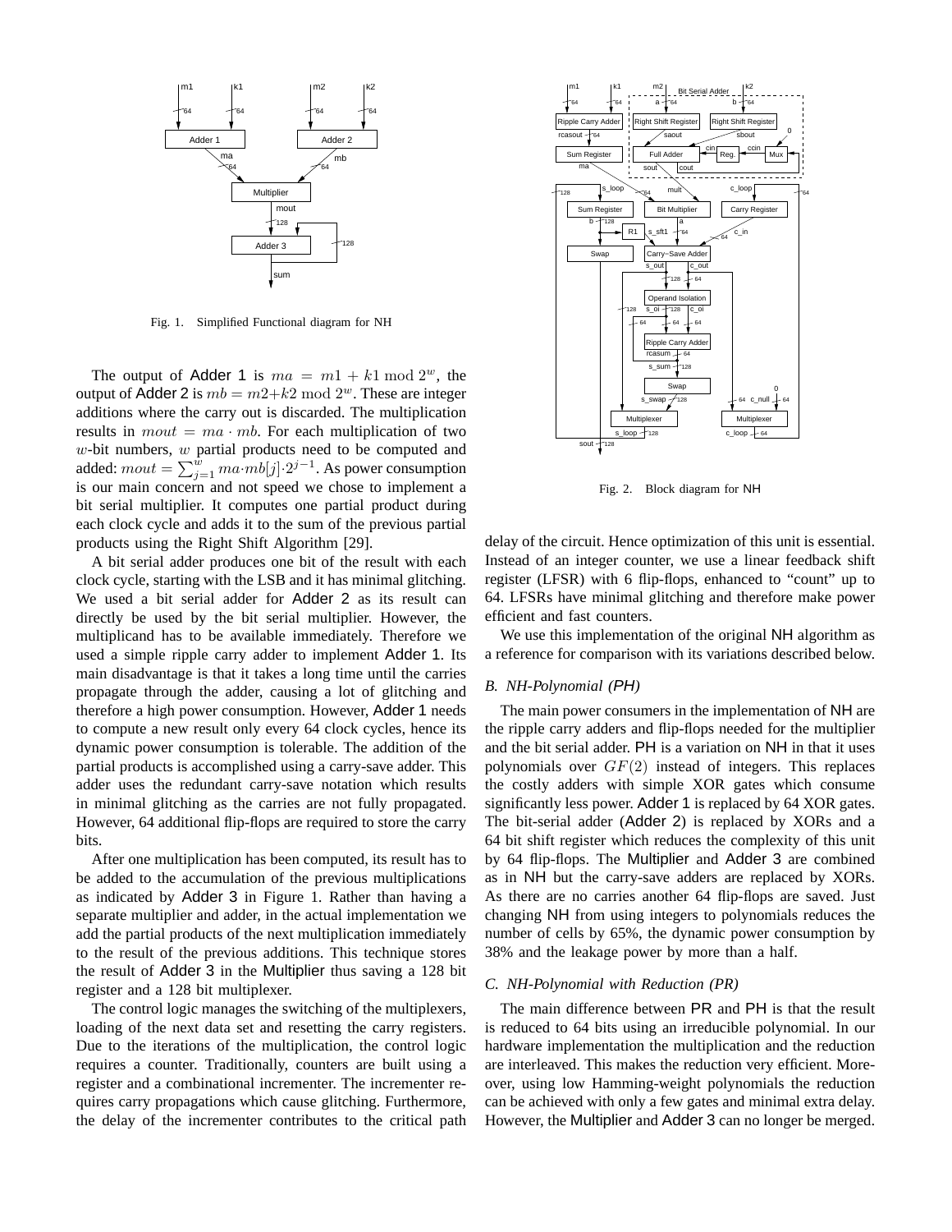Fig. 1. Simplified Functional diagram for NH

The output of Adder 1 is $ma = m1 + k1 \bmod 2^w$, the output of Adder 2 is $mb = m2+k2 \bmod 2^w$. These are integer additions where the carry out is discarded. The multiplication results in $mout = ma \cdot mb$. For each multiplication of two $w$-bit numbers, $w$ partial products need to be computed and added: $mout = \sum_{j=1}^{w} ma{\cdot}mb[j]{\cdot}2^{j-1}$. As power consumption is our main concern and not speed we chose to implement a bit serial multiplier. It computes one partial product during each clock cycle and adds it to the sum of the previous partial products using the Right Shift Algorithm [29].

A bit serial adder produces one bit of the result with each clock cycle, starting with the LSB and it has minimal glitching. We used a bit serial adder for Adder 2 as its result can directly be used by the bit serial multiplier. However, the multiplicand has to be available immediately. Therefore we used a simple ripple carry adder to implement Adder 1. Its main disadvantage is that it takes a long time until the carries propagate through the adder, causing a lot of glitching and therefore a high power consumption. However, Adder 1 needs to compute a new result only every 64 clock cycles, hence its dynamic power consumption is tolerable. The addition of the partial products is accomplished using a carry-save adder. This adder uses the redundant carry-save notation which results in minimal glitching as the carries are not fully propagated. However, 64 additional flip-flops are required to store the carry bits.

After one multiplication has been computed, its result has to be added to the accumulation of the previous multiplications as indicated by Adder 3 in Figure 1. Rather than having a separate multiplier and adder, in the actual implementation we add the partial products of the next multiplication immediately to the result of the previous additions. This technique stores the result of Adder 3 in the Multiplier thus saving a 128 bit register and a 128 bit multiplexer.

The control logic manages the switching of the multiplexers, loading of the next data set and resetting the carry registers. Due to the iterations of the multiplication, the control logic requires a counter. Traditionally, counters are built using a register and a combinational incrementer. The incrementer requires carry propagations which cause glitching. Furthermore, the delay of the incrementer contributes to the critical path delay of the circuit. Hence optimization of this unit is essential. Instead of an integer counter, we use a linear feedback shift register (LFSR) with 6 flip-flops, enhanced to "count" up to 64. LFSRs have minimal glitching and therefore make power efficient and fast counters.

Fig. 2. Block diagram for NH

We use this implementation of the original NH algorithm as a reference for comparison with its variations described below.

### B. NH-Polynomial (PH)

The main power consumers in the implementation of NH are the ripple carry adders and flip-flops needed for the multiplier and the bit serial adder. PH is a variation on NH in that it uses polynomials over $GF(2)$ instead of integers. This replaces the costly adders with simple XOR gates which consume significantly less power. Adder 1 is replaced by 64 XOR gates. The bit-serial adder (Adder 2) is replaced by XORs and a 64 bit shift register which reduces the complexity of this unit by 64 flip-flops. The Multiplier and Adder 3 are combined as in NH but the carry-save adders are replaced by XORs. As there are no carries another 64 flip-flops are saved. Just changing NH from using integers to polynomials reduces the number of cells by 65%, the dynamic power consumption by 38% and the leakage power by more than a half.

### C. NH-Polynomial with Reduction (PR)

The main difference between PR and PH is that the result is reduced to 64 bits using an irreducible polynomial. In our hardware implementation the multiplication and the reduction are interleaved. This makes the reduction very efficient. Moreover, using low Hamming-weight polynomials the reduction can be achieved with only a few gates and minimal extra delay. However, the Multiplier and Adder 3 can no longer be merged.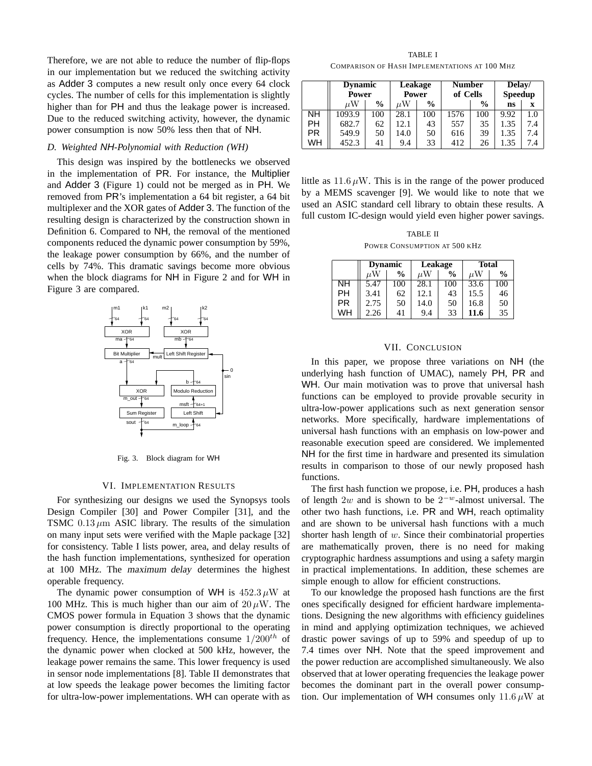Therefore, we are not able to reduce the number of flip-flops in our implementation but we reduced the switching activity as Adder 3 computes a new result only once every 64 clock cycles. The number of cells for this implementation is slightly higher than for PH and thus the leakage power is increased. Due to the reduced switching activity, however, the dynamic power consumption is now 50% less then that of NH.

### D. Weighted NH-Polynomial with Reduction (WH)

This design was inspired by the bottlenecks we observed in the implementation of PR. For instance, the Multiplier and Adder 3 (Figure 1) could not be merged as in PH. We removed from PR's implementation a 64 bit register, a 64 bit multiplexer and the XOR gates of Adder 3. The function of the resulting design is characterized by the construction shown in Definition 6. Compared to NH, the removal of the mentioned components reduced the dynamic power consumption by 59%, the leakage power consumption by 66%, and the number of cells by 74%. This dramatic savings become more obvious when the block diagrams for NH in Figure 2 and for WH in Figure 3 are compared.

Fig. 3. Block diagram for WH

## VI. Implementation Results

For synthesizing our designs we used the Synopsys tools Design Compiler [30] and Power Compiler [31], and the TSMC $0.13\,\mu\text{m}$ ASIC library. The results of the simulation on many input sets were verified with the Maple package [32] for consistency. Table I lists power, area, and delay results of the hash function implementations, synthesized for operation at 100 MHz. The *maximum delay* determines the highest operable frequency.

The dynamic power consumption of WH is $452.3\,\mu\text{W}$ at 100 MHz. This is much higher than our aim of $20\,\mu\text{W}$. The CMOS power formula in Equation 3 shows that the dynamic power consumption is directly proportional to the operating frequency. Hence, the implementations consume $1/200^{th}$ of the dynamic power when clocked at 500 kHz, however, the leakage power remains the same. This lower frequency is used in sensor node implementations [8]. Table II demonstrates that at low speeds the leakage power becomes the limiting factor for ultra-low-power implementations. WH can operate with as little as $11.6\,\mu\text{W}$. This is in the range of the power produced by a MEMS scavenger [9]. We would like to note that we used an ASIC standard cell library to obtain these results. A full custom IC-design would yield even higher power savings.

TABLE I
Comparison of Hash Implementations at 100 Mhz

| | **Dynamic Power** | | **Leakage Power** | | **Number of Cells** | | **Delay/ Speedup** | |
|---|---|---|---|---|---|---|---|---|
| | $\mu$W | **%** | $\mu$W | **%** | | **%** | **ns** | **x** |
| NH | 1093.9 | 100 | 28.1 | 100 | 1576 | 100 | 9.92 | 1.0 |
| PH | 682.7 | 62 | 12.1 | 43 | 557 | 35 | 1.35 | 7.4 |
| PR | 549.9 | 50 | 14.0 | 50 | 616 | 39 | 1.35 | 7.4 |
| WH | 452.3 | 41 | 9.4 | 33 | 412 | 26 | 1.35 | 7.4 |

TABLE II
Power Consumption at 500 kHz

| | **Dynamic** | | **Leakage** | | **Total** | |
|---|---|---|---|---|---|---|
| | $\mu$W | **%** | $\mu$W | **%** | $\mu$W | **%** |
| NH | 5.47 | 100 | 28.1 | 100 | 33.6 | 100 |
| PH | 3.41 | 62 | 12.1 | 43 | 15.5 | 46 |
| PR | 2.75 | 50 | 14.0 | 50 | 16.8 | 50 |
| WH | 2.26 | 41 | 9.4 | 33 | **11.6** | 35 |

## VII. Conclusion

In this paper, we propose three variations on NH (the underlying hash function of UMAC), namely PH, PR and WH. Our main motivation was to prove that universal hash functions can be employed to provide provable security in ultra-low-power applications such as next generation sensor networks. More specifically, hardware implementations of universal hash functions with an emphasis on low-power and reasonable execution speed are considered. We implemented NH for the first time in hardware and presented its simulation results in comparison to those of our newly proposed hash functions.

The first hash function we propose, i.e. PH, produces a hash of length $2w$ and is shown to be $2^{-w}$-almost universal. The other two hash functions, i.e. PR and WH, reach optimality and are shown to be universal hash functions with a much shorter hash length of $w$. Since their combinatorial properties are mathematically proven, there is no need for making cryptographic hardness assumptions and using a safety margin in practical implementations. In addition, these schemes are simple enough to allow for efficient constructions.

To our knowledge the proposed hash functions are the first ones specifically designed for efficient hardware implementations. Designing the new algorithms with efficiency guidelines in mind and applying optimization techniques, we achieved drastic power savings of up to 59% and speedup of up to 7.4 times over NH. Note that the speed improvement and the power reduction are accomplished simultaneously. We also observed that at lower operating frequencies the leakage power becomes the dominant part in the overall power consumption. Our implementation of WH consumes only $11.6\,\mu\text{W}$ at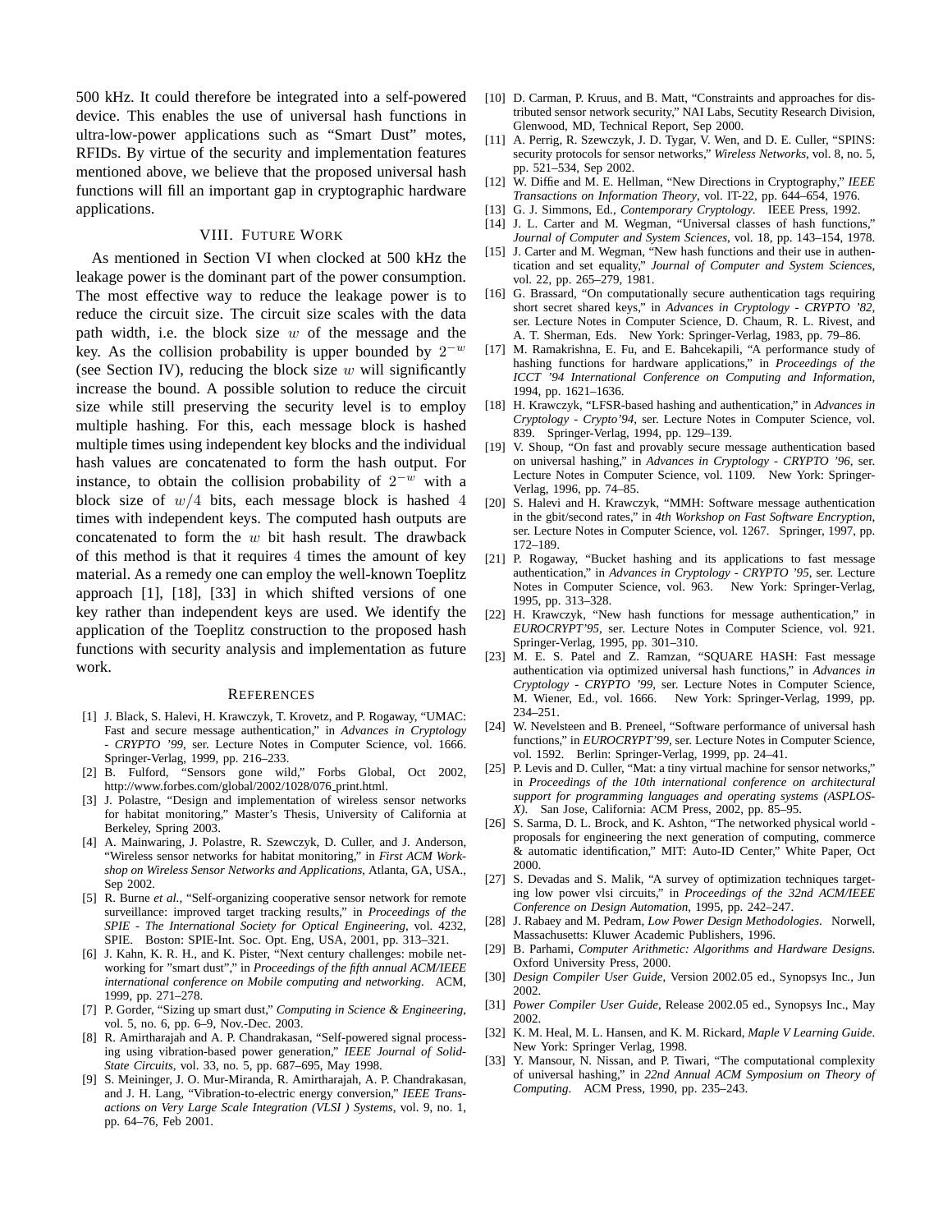500 kHz. It could therefore be integrated into a self-powered device. This enables the use of universal hash functions in ultra-low-power applications such as "Smart Dust" motes, RFIDs. By virtue of the security and implementation features mentioned above, we believe that the proposed universal hash functions will fill an important gap in cryptographic hardware applications.

## VIII. Future Work

As mentioned in Section VI when clocked at 500 kHz the leakage power is the dominant part of the power consumption. The most effective way to reduce the leakage power is to reduce the circuit size. The circuit size scales with the data path width, i.e. the block size $w$ of the message and the key. As the collision probability is upper bounded by $2^{-w}$ (see Section IV), reducing the block size $w$ will significantly increase the bound. A possible solution to reduce the circuit size while still preserving the security level is to employ multiple hashing. For this, each message block is hashed multiple times using independent key blocks and the individual hash values are concatenated to form the hash output. For instance, to obtain the collision probability of $2^{-w}$ with a block size of $w/4$ bits, each message block is hashed $4$ times with independent keys. The computed hash outputs are concatenated to form the $w$ bit hash result. The drawback of this method is that it requires $4$ times the amount of key material. As a remedy one can employ the well-known Toeplitz approach [1], [18], [33] in which shifted versions of one key rather than independent keys are used. We identify the application of the Toeplitz construction to the proposed hash functions with security analysis and implementation as future work.

## References

[1] J. Black, S. Halevi, H. Krawczyk, T. Krovetz, and P. Rogaway, "UMAC: Fast and secure message authentication," in *Advances in Cryptology - CRYPTO '99*, ser. Lecture Notes in Computer Science, vol. 1666. Springer-Verlag, 1999, pp. 216–233.

[2] B. Fulford, "Sensors gone wild," Forbs Global, Oct 2002, http://www.forbes.com/global/2002/1028/076_print.html.

[3] J. Polastre, "Design and implementation of wireless sensor networks for habitat monitoring," Master's Thesis, University of California at Berkeley, Spring 2003.

[4] A. Mainwaring, J. Polastre, R. Szewczyk, D. Culler, and J. Anderson, "Wireless sensor networks for habitat monitoring," in *First ACM Workshop on Wireless Sensor Networks and Applications*, Atlanta, GA, USA., Sep 2002.

[5] R. Burne *et al.*, "Self-organizing cooperative sensor network for remote surveillance: improved target tracking results," in *Proceedings of the SPIE - The International Society for Optical Engineering*, vol. 4232, SPIE. Boston: SPIE-Int. Soc. Opt. Eng, USA, 2001, pp. 313–321.

[6] J. Kahn, K. R. H., and K. Pister, "Next century challenges: mobile networking for "smart dust"," in *Proceedings of the fifth annual ACM/IEEE international conference on Mobile computing and networking*. ACM, 1999, pp. 271–278.

[7] P. Gorder, "Sizing up smart dust," *Computing in Science & Engineering*, vol. 5, no. 6, pp. 6–9, Nov.-Dec. 2003.

[8] R. Amirtharajah and A. P. Chandrakasan, "Self-powered signal processing using vibration-based power generation," *IEEE Journal of Solid-State Circuits*, vol. 33, no. 5, pp. 687–695, May 1998.

[9] S. Meininger, J. O. Mur-Miranda, R. Amirtharajah, A. P. Chandrakasan, and J. H. Lang, "Vibration-to-electric energy conversion," *IEEE Transactions on Very Large Scale Integration (VLSI ) Systems*, vol. 9, no. 1, pp. 64–76, Feb 2001.

[10] D. Carman, P. Kruus, and B. Matt, "Constraints and approaches for distributed sensor network security," NAI Labs, Secutity Research Division, Glenwood, MD, Technical Report, Sep 2000.

[11] A. Perrig, R. Szewczyk, J. D. Tygar, V. Wen, and D. E. Culler, "SPINS: security protocols for sensor networks," *Wireless Networks*, vol. 8, no. 5, pp. 521–534, Sep 2002.

[12] W. Diffie and M. E. Hellman, "New Directions in Cryptography," *IEEE Transactions on Information Theory*, vol. IT-22, pp. 644–654, 1976.

[13] G. J. Simmons, Ed., *Contemporary Cryptology*. IEEE Press, 1992.

[14] J. L. Carter and M. Wegman, "Universal classes of hash functions," *Journal of Computer and System Sciences*, vol. 18, pp. 143–154, 1978.

[15] J. Carter and M. Wegman, "New hash functions and their use in authentication and set equality," *Journal of Computer and System Sciences*, vol. 22, pp. 265–279, 1981.

[16] G. Brassard, "On computationally secure authentication tags requiring short secret shared keys," in *Advances in Cryptology - CRYPTO '82*, ser. Lecture Notes in Computer Science, D. Chaum, R. L. Rivest, and A. T. Sherman, Eds. New York: Springer-Verlag, 1983, pp. 79–86.

[17] M. Ramakrishna, E. Fu, and E. Bahcekapili, "A performance study of hashing functions for hardware applications," in *Proceedings of the ICCT '94 International Conference on Computing and Information*, 1994, pp. 1621–1636.

[18] H. Krawczyk, "LFSR-based hashing and authentication," in *Advances in Cryptology - Crypto'94*, ser. Lecture Notes in Computer Science, vol. 839. Springer-Verlag, 1994, pp. 129–139.

[19] V. Shoup, "On fast and provably secure message authentication based on universal hashing," in *Advances in Cryptology - CRYPTO '96*, ser. Lecture Notes in Computer Science, vol. 1109. New York: Springer-Verlag, 1996, pp. 74–85.

[20] S. Halevi and H. Krawczyk, "MMH: Software message authentication in the gbit/second rates," in *4th Workshop on Fast Software Encryption*, ser. Lecture Notes in Computer Science, vol. 1267. Springer, 1997, pp. 172–189.

[21] P. Rogaway, "Bucket hashing and its applications to fast message authentication," in *Advances in Cryptology - CRYPTO '95*, ser. Lecture Notes in Computer Science, vol. 963. New York: Springer-Verlag, 1995, pp. 313–328.

[22] H. Krawczyk, "New hash functions for message authentication," in *EUROCRYPT'95*, ser. Lecture Notes in Computer Science, vol. 921. Springer-Verlag, 1995, pp. 301–310.

[23] M. E. S. Patel and Z. Ramzan, "SQUARE HASH: Fast message authentication via optimized universal hash functions," in *Advances in Cryptology - CRYPTO '99*, ser. Lecture Notes in Computer Science, M. Wiener, Ed., vol. 1666. New York: Springer-Verlag, 1999, pp. 234–251.

[24] W. Nevelsteen and B. Preneel, "Software performance of universal hash functions," in *EUROCRYPT'99*, ser. Lecture Notes in Computer Science, vol. 1592. Berlin: Springer-Verlag, 1999, pp. 24–41.

[25] P. Levis and D. Culler, "Mat: a tiny virtual machine for sensor networks," in *Proceedings of the 10th international conference on architectural support for programming languages and operating systems (ASPLOS-X)*. San Jose, California: ACM Press, 2002, pp. 85–95.

[26] S. Sarma, D. L. Brock, and K. Ashton, "The networked physical world - proposals for engineering the next generation of computing, commerce & automatic identification," MIT: Auto-ID Center," White Paper, Oct 2000.

[27] S. Devadas and S. Malik, "A survey of optimization techniques targeting low power vlsi circuits," in *Proceedings of the 32nd ACM/IEEE Conference on Design Automation*, 1995, pp. 242–247.

[28] J. Rabaey and M. Pedram, *Low Power Design Methodologies*. Norwell, Massachusetts: Kluwer Academic Publishers, 1996.

[29] B. Parhami, *Computer Arithmetic: Algorithms and Hardware Designs*. Oxford University Press, 2000.

[30] *Design Compiler User Guide*, Version 2002.05 ed., Synopsys Inc., Jun 2002.

[31] *Power Compiler User Guide*, Release 2002.05 ed., Synopsys Inc., May 2002.

[32] K. M. Heal, M. L. Hansen, and K. M. Rickard, *Maple V Learning Guide*. New York: Springer Verlag, 1998.

[33] Y. Mansour, N. Nissan, and P. Tiwari, "The computational complexity of universal hashing," in *22nd Annual ACM Symposium on Theory of Computing*. ACM Press, 1990, pp. 235–243.